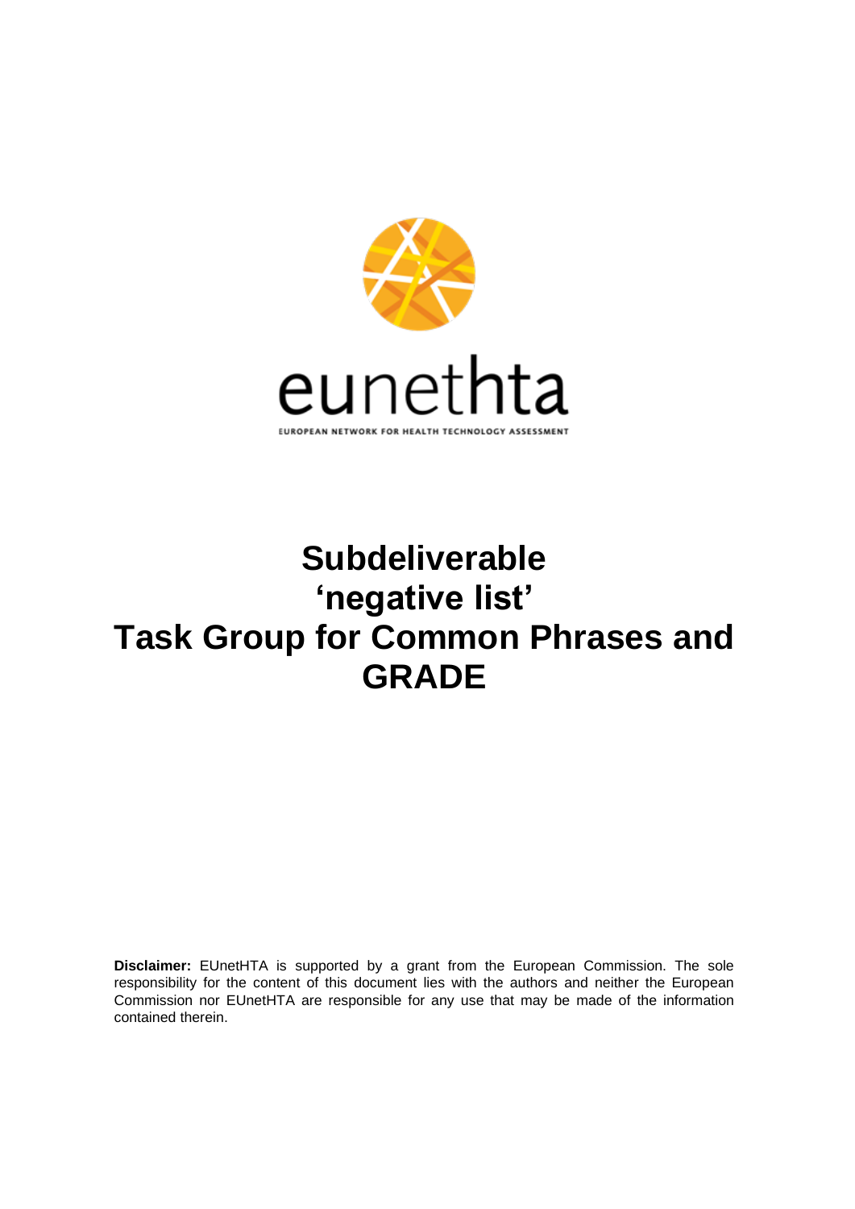eunethta

EUROPEAN NETWORK FOR HEALTH TECHNOLOGY ASSESSMENT

# Subdeliverable 'negative list' Task Group for Common Phrases and GRADE

**Disclaimer:** EUnetHTA is supported by a grant from the European Commission. The sole responsibility for the content of this document lies with the authors and neither the European Commission nor EUnetHTA are responsible for any use that may be made of the information contained therein.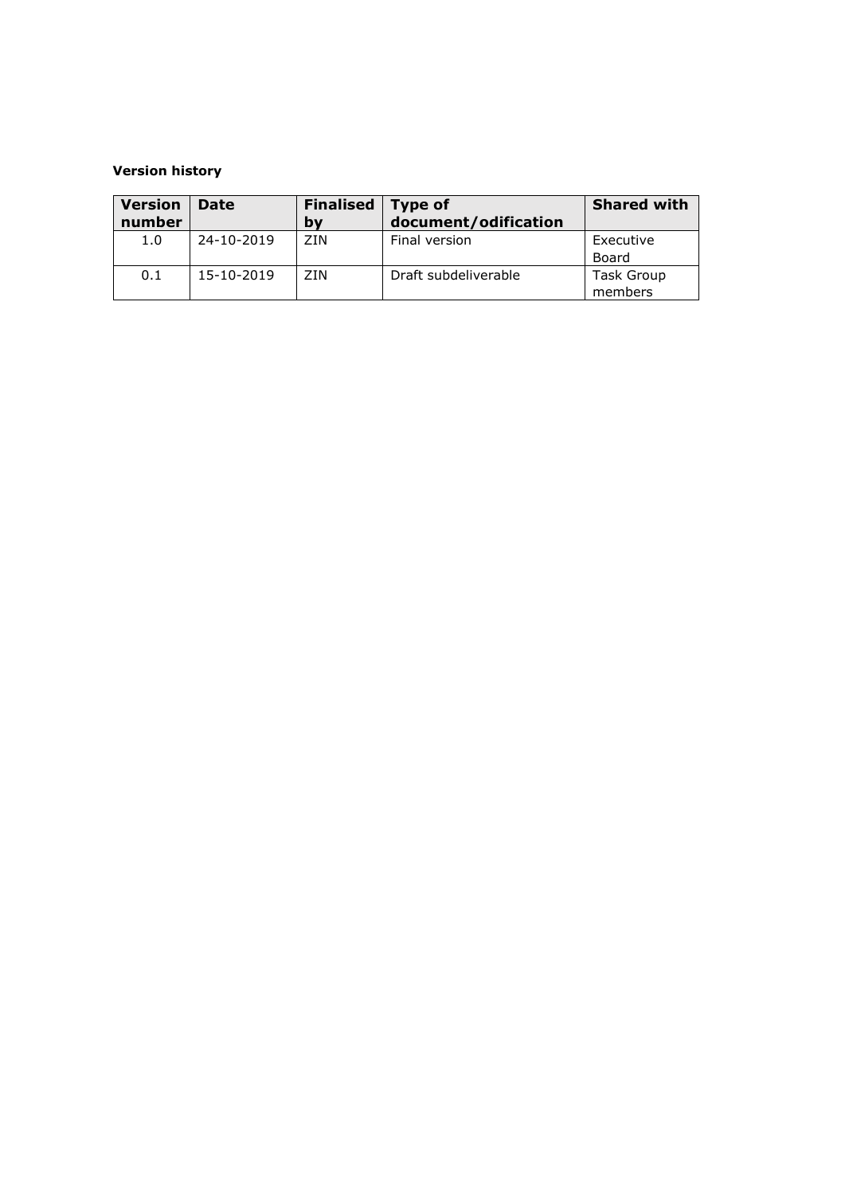**Version history**

| Version number | Date | Finalised by | Type of document/odification | Shared with |
|---|---|---|---|---|
| 1.0 | 24-10-2019 | ZIN | Final version | Executive Board |
| 0.1 | 15-10-2019 | ZIN | Draft subdeliverable | Task Group members |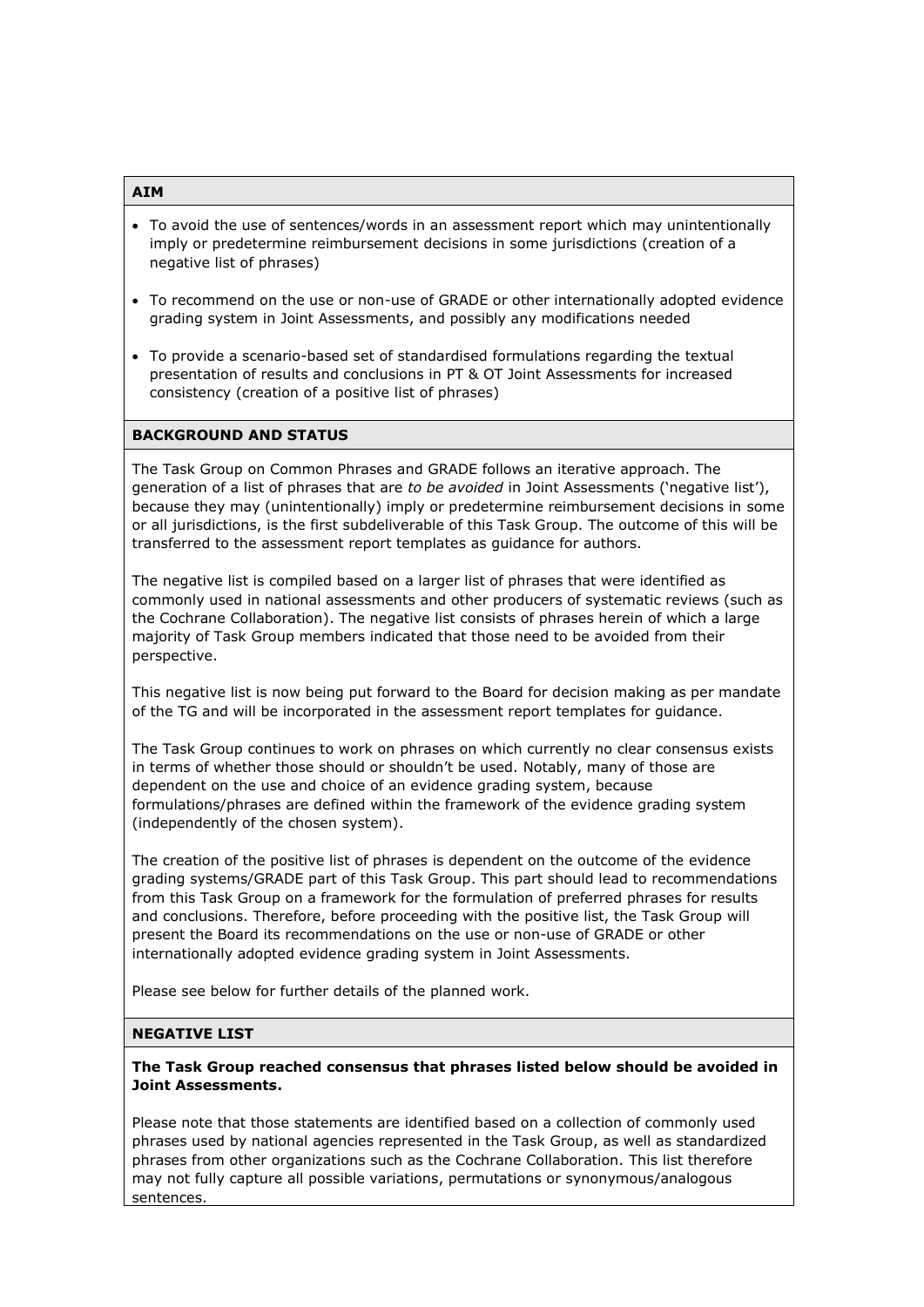## AIM

- To avoid the use of sentences/words in an assessment report which may unintentionally imply or predetermine reimbursement decisions in some jurisdictions (creation of a negative list of phrases)
- To recommend on the use or non-use of GRADE or other internationally adopted evidence grading system in Joint Assessments, and possibly any modifications needed
- To provide a scenario-based set of standardised formulations regarding the textual presentation of results and conclusions in PT & OT Joint Assessments for increased consistency (creation of a positive list of phrases)

## BACKGROUND AND STATUS

The Task Group on Common Phrases and GRADE follows an iterative approach. The generation of a list of phrases that are *to be avoided* in Joint Assessments ('negative list'), because they may (unintentionally) imply or predetermine reimbursement decisions in some or all jurisdictions, is the first subdeliverable of this Task Group. The outcome of this will be transferred to the assessment report templates as guidance for authors.

The negative list is compiled based on a larger list of phrases that were identified as commonly used in national assessments and other producers of systematic reviews (such as the Cochrane Collaboration). The negative list consists of phrases herein of which a large majority of Task Group members indicated that those need to be avoided from their perspective.

This negative list is now being put forward to the Board for decision making as per mandate of the TG and will be incorporated in the assessment report templates for guidance.

The Task Group continues to work on phrases on which currently no clear consensus exists in terms of whether those should or shouldn't be used. Notably, many of those are dependent on the use and choice of an evidence grading system, because formulations/phrases are defined within the framework of the evidence grading system (independently of the chosen system).

The creation of the positive list of phrases is dependent on the outcome of the evidence grading systems/GRADE part of this Task Group. This part should lead to recommendations from this Task Group on a framework for the formulation of preferred phrases for results and conclusions. Therefore, before proceeding with the positive list, the Task Group will present the Board its recommendations on the use or non-use of GRADE or other internationally adopted evidence grading system in Joint Assessments.

Please see below for further details of the planned work.

## NEGATIVE LIST

**The Task Group reached consensus that phrases listed below should be avoided in Joint Assessments.**

Please note that those statements are identified based on a collection of commonly used phrases used by national agencies represented in the Task Group, as well as standardized phrases from other organizations such as the Cochrane Collaboration. This list therefore may not fully capture all possible variations, permutations or synonymous/analogous sentences.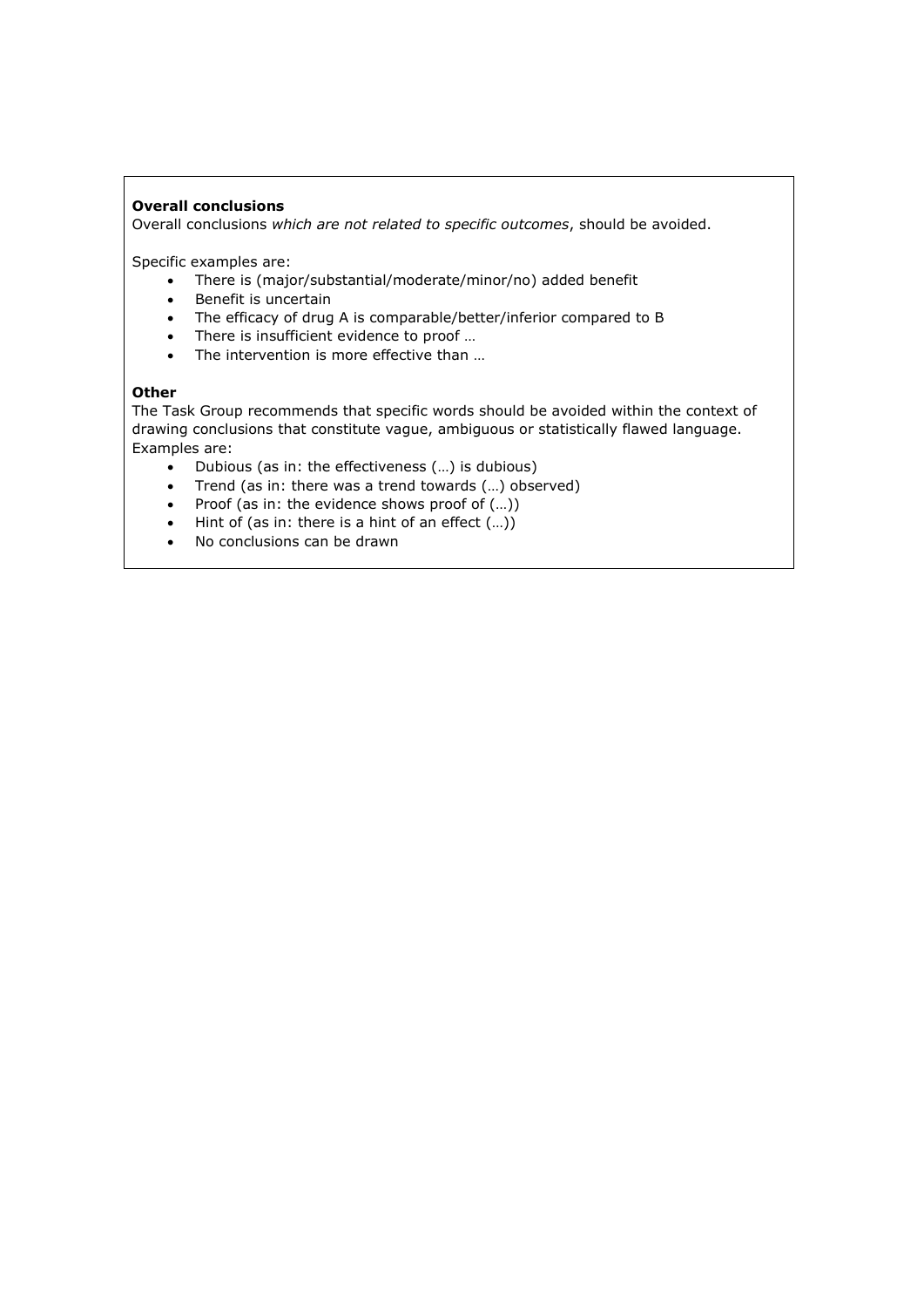**Overall conclusions**

Overall conclusions *which are not related to specific outcomes*, should be avoided.

Specific examples are:

- There is (major/substantial/moderate/minor/no) added benefit
- Benefit is uncertain
- The efficacy of drug A is comparable/better/inferior compared to B
- There is insufficient evidence to proof …
- The intervention is more effective than …

**Other**

The Task Group recommends that specific words should be avoided within the context of drawing conclusions that constitute vague, ambiguous or statistically flawed language. Examples are:

- Dubious (as in: the effectiveness (…) is dubious)
- Trend (as in: there was a trend towards (…) observed)
- Proof (as in: the evidence shows proof of (…))
- Hint of (as in: there is a hint of an effect (…))
- No conclusions can be drawn